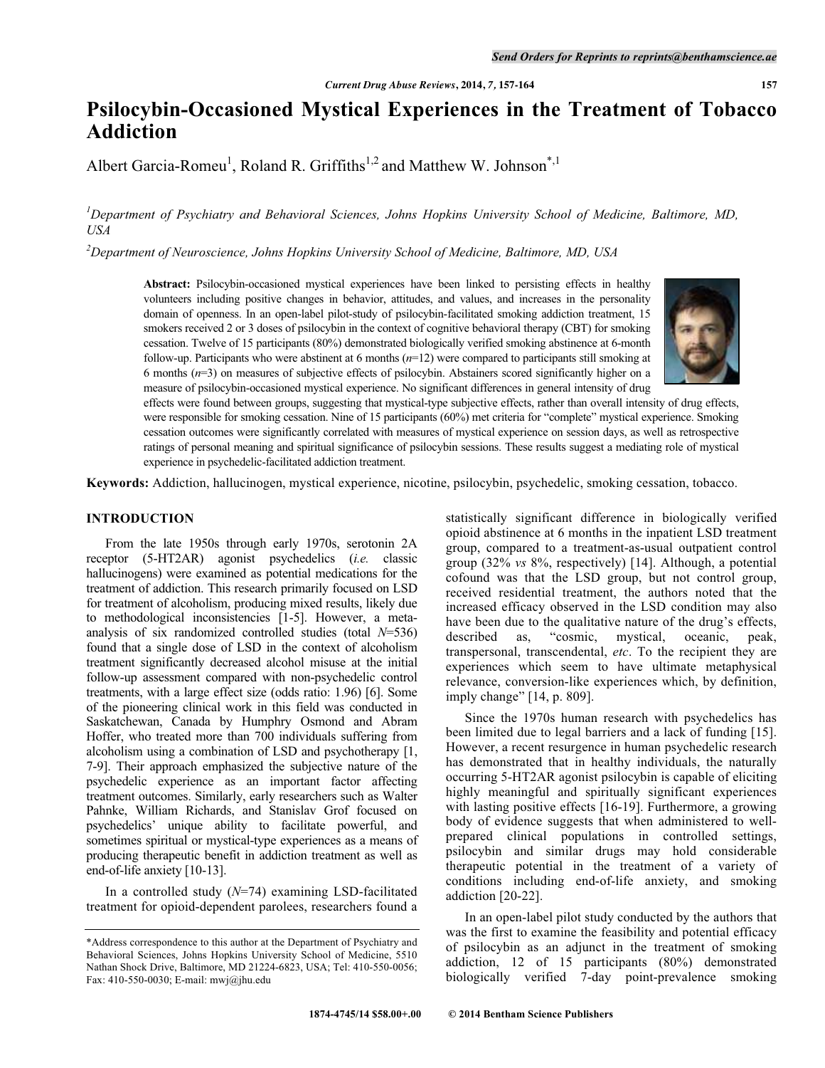# Psilocybin-Occasioned Mystical Experiences in the Treatment of Tobacco Addiction

Albert Garcia-Romeu[1], Roland R. Griffiths[1,2] and Matthew W. Johnson[*,1]

[1]Department of Psychiatry and Behavioral Sciences, Johns Hopkins University School of Medicine, Baltimore, MD, USA

[2]Department of Neuroscience, Johns Hopkins University School of Medicine, Baltimore, MD, USA

**Abstract:** Psilocybin-occasioned mystical experiences have been linked to persisting effects in healthy volunteers including positive changes in behavior, attitudes, and values, and increases in the personality domain of openness. In an open-label pilot-study of psilocybin-facilitated smoking addiction treatment, 15 smokers received 2 or 3 doses of psilocybin in the context of cognitive behavioral therapy (CBT) for smoking cessation. Twelve of 15 participants (80%) demonstrated biologically verified smoking abstinence at 6-month follow-up. Participants who were abstinent at 6 months (*n*=12) were compared to participants still smoking at 6 months (*n*=3) on measures of subjective effects of psilocybin. Abstainers scored significantly higher on a measure of psilocybin-occasioned mystical experience. No significant differences in general intensity of drug effects were found between groups, suggesting that mystical-type subjective effects, rather than overall intensity of drug effects, were responsible for smoking cessation. Nine of 15 participants (60%) met criteria for "complete" mystical experience. Smoking cessation outcomes were significantly correlated with measures of mystical experience on session days, as well as retrospective ratings of personal meaning and spiritual significance of psilocybin sessions. These results suggest a mediating role of mystical experience in psychedelic-facilitated addiction treatment.

**Keywords:** Addiction, hallucinogen, mystical experience, nicotine, psilocybin, psychedelic, smoking cessation, tobacco.

## INTRODUCTION

From the late 1950s through early 1970s, serotonin 2A receptor (5-HT2AR) agonist psychedelics (*i.e.* classic hallucinogens) were examined as potential medications for the treatment of addiction. This research primarily focused on LSD for treatment of alcoholism, producing mixed results, likely due to methodological inconsistencies [1-5]. However, a meta-analysis of six randomized controlled studies (total *N*=536) found that a single dose of LSD in the context of alcoholism treatment significantly decreased alcohol misuse at the initial follow-up assessment compared with non-psychedelic control treatments, with a large effect size (odds ratio: 1.96) [6]. Some of the pioneering clinical work in this field was conducted in Saskatchewan, Canada by Humphry Osmond and Abram Hoffer, who treated more than 700 individuals suffering from alcoholism using a combination of LSD and psychotherapy [1, 7-9]. Their approach emphasized the subjective nature of the psychedelic experience as an important factor affecting treatment outcomes. Similarly, early researchers such as Walter Pahnke, William Richards, and Stanislav Grof focused on psychedelics' unique ability to facilitate powerful, and sometimes spiritual or mystical-type experiences as a means of producing therapeutic benefit in addiction treatment as well as end-of-life anxiety [10-13].

In a controlled study (*N*=74) examining LSD-facilitated treatment for opioid-dependent parolees, researchers found a statistically significant difference in biologically verified opioid abstinence at 6 months in the inpatient LSD treatment group, compared to a treatment-as-usual outpatient control group (32% *vs* 8%, respectively) [14]. Although, a potential cofound was that the LSD group, but not control group, received residential treatment, the authors noted that the increased efficacy observed in the LSD condition may also have been due to the qualitative nature of the drug's effects, described as, "cosmic, mystical, oceanic, peak, transpersonal, transcendental, *etc*. To the recipient they are experiences which seem to have ultimate metaphysical relevance, conversion-like experiences which, by definition, imply change" [14, p. 809].

Since the 1970s human research with psychedelics has been limited due to legal barriers and a lack of funding [15]. However, a recent resurgence in human psychedelic research has demonstrated that in healthy individuals, the naturally occurring 5-HT2AR agonist psilocybin is capable of eliciting highly meaningful and spiritually significant experiences with lasting positive effects [16-19]. Furthermore, a growing body of evidence suggests that when administered to well-prepared clinical populations in controlled settings, psilocybin and similar drugs may hold considerable therapeutic potential in the treatment of a variety of conditions including end-of-life anxiety, and smoking addiction [20-22].

In an open-label pilot study conducted by the authors that was the first to examine the feasibility and potential efficacy of psilocybin as an adjunct in the treatment of smoking addiction, 12 of 15 participants (80%) demonstrated biologically verified 7-day point-prevalence smoking

*Address correspondence to this author at the Department of Psychiatry and Behavioral Sciences, Johns Hopkins University School of Medicine, 5510 Nathan Shock Drive, Baltimore, MD 21224-6823, USA; Tel: 410-550-0056; Fax: 410-550-0030; E-mail: mwj@jhu.edu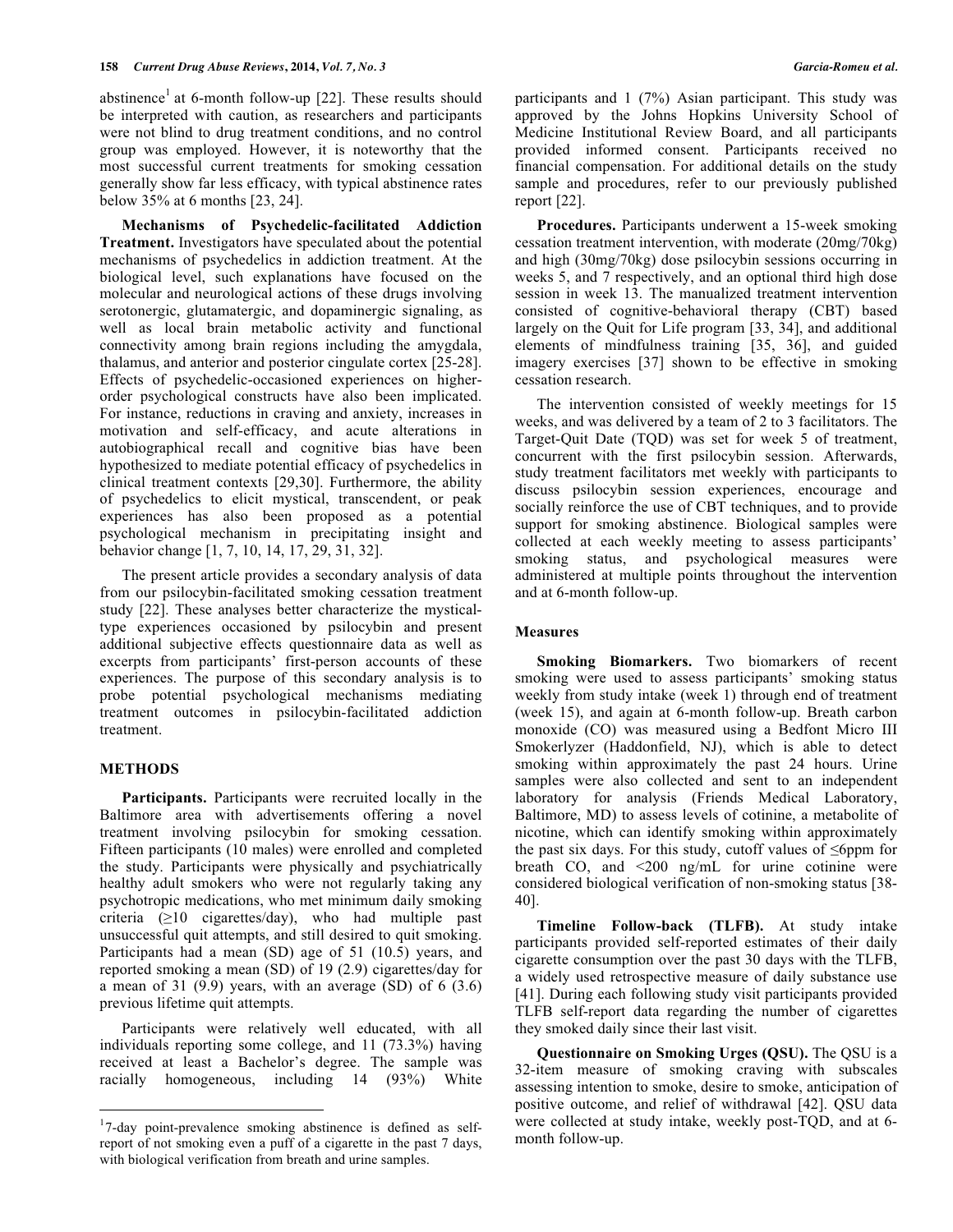abstinence[1] at 6-month follow-up [22]. These results should be interpreted with caution, as researchers and participants were not blind to drug treatment conditions, and no control group was employed. However, it is noteworthy that the most successful current treatments for smoking cessation generally show far less efficacy, with typical abstinence rates below 35% at 6 months [23, 24].

**Mechanisms of Psychedelic-facilitated Addiction Treatment.** Investigators have speculated about the potential mechanisms of psychedelics in addiction treatment. At the biological level, such explanations have focused on the molecular and neurological actions of these drugs involving serotonergic, glutamatergic, and dopaminergic signaling, as well as local brain metabolic activity and functional connectivity among brain regions including the amygdala, thalamus, and anterior and posterior cingulate cortex [25-28]. Effects of psychedelic-occasioned experiences on higher-order psychological constructs have also been implicated. For instance, reductions in craving and anxiety, increases in motivation and self-efficacy, and acute alterations in autobiographical recall and cognitive bias have been hypothesized to mediate potential efficacy of psychedelics in clinical treatment contexts [29,30]. Furthermore, the ability of psychedelics to elicit mystical, transcendent, or peak experiences has also been proposed as a potential psychological mechanism in precipitating insight and behavior change [1, 7, 10, 14, 17, 29, 31, 32].

The present article provides a secondary analysis of data from our psilocybin-facilitated smoking cessation treatment study [22]. These analyses better characterize the mystical-type experiences occasioned by psilocybin and present additional subjective effects questionnaire data as well as excerpts from participants' first-person accounts of these experiences. The purpose of this secondary analysis is to probe potential psychological mechanisms mediating treatment outcomes in psilocybin-facilitated addiction treatment.

## METHODS

**Participants.** Participants were recruited locally in the Baltimore area with advertisements offering a novel treatment involving psilocybin for smoking cessation. Fifteen participants (10 males) were enrolled and completed the study. Participants were physically and psychiatrically healthy adult smokers who were not regularly taking any psychotropic medications, who met minimum daily smoking criteria (≥10 cigarettes/day), who had multiple past unsuccessful quit attempts, and still desired to quit smoking. Participants had a mean (SD) age of 51 (10.5) years, and reported smoking a mean (SD) of 19 (2.9) cigarettes/day for a mean of 31 (9.9) years, with an average (SD) of 6 (3.6) previous lifetime quit attempts.

Participants were relatively well educated, with all individuals reporting some college, and 11 (73.3%) having received at least a Bachelor's degree. The sample was racially homogeneous, including 14 (93%) White participants and 1 (7%) Asian participant. This study was approved by the Johns Hopkins University School of Medicine Institutional Review Board, and all participants provided informed consent. Participants received no financial compensation. For additional details on the study sample and procedures, refer to our previously published report [22].

**Procedures.** Participants underwent a 15-week smoking cessation treatment intervention, with moderate (20mg/70kg) and high (30mg/70kg) dose psilocybin sessions occurring in weeks 5, and 7 respectively, and an optional third high dose session in week 13. The manualized treatment intervention consisted of cognitive-behavioral therapy (CBT) based largely on the Quit for Life program [33, 34], and additional elements of mindfulness training [35, 36], and guided imagery exercises [37] shown to be effective in smoking cessation research.

The intervention consisted of weekly meetings for 15 weeks, and was delivered by a team of 2 to 3 facilitators. The Target-Quit Date (TQD) was set for week 5 of treatment, concurrent with the first psilocybin session. Afterwards, study treatment facilitators met weekly with participants to discuss psilocybin session experiences, encourage and socially reinforce the use of CBT techniques, and to provide support for smoking abstinence. Biological samples were collected at each weekly meeting to assess participants' smoking status, and psychological measures were administered at multiple points throughout the intervention and at 6-month follow-up.

### Measures

**Smoking Biomarkers.** Two biomarkers of recent smoking were used to assess participants' smoking status weekly from study intake (week 1) through end of treatment (week 15), and again at 6-month follow-up. Breath carbon monoxide (CO) was measured using a Bedfont Micro III Smokerlyzer (Haddonfield, NJ), which is able to detect smoking within approximately the past 24 hours. Urine samples were also collected and sent to an independent laboratory for analysis (Friends Medical Laboratory, Baltimore, MD) to assess levels of cotinine, a metabolite of nicotine, which can identify smoking within approximately the past six days. For this study, cutoff values of ≤6ppm for breath CO, and <200 ng/mL for urine cotinine were considered biological verification of non-smoking status [38-40].

**Timeline Follow-back (TLFB).** At study intake participants provided self-reported estimates of their daily cigarette consumption over the past 30 days with the TLFB, a widely used retrospective measure of daily substance use [41]. During each following study visit participants provided TLFB self-report data regarding the number of cigarettes they smoked daily since their last visit.

**Questionnaire on Smoking Urges (QSU).** The QSU is a 32-item measure of smoking craving with subscales assessing intention to smoke, desire to smoke, anticipation of positive outcome, and relief of withdrawal [42]. QSU data were collected at study intake, weekly post-TQD, and at 6-month follow-up.

---

[1] 7-day point-prevalence smoking abstinence is defined as self-report of not smoking even a puff of a cigarette in the past 7 days, with biological verification from breath and urine samples.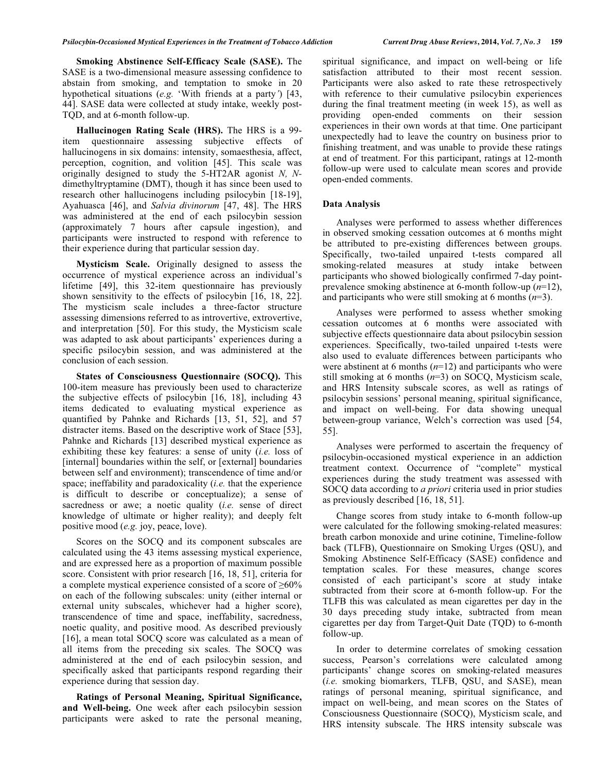**Smoking Abstinence Self-Efficacy Scale (SASE).** The SASE is a two-dimensional measure assessing confidence to abstain from smoking, and temptation to smoke in 20 hypothetical situations (*e.g.* 'With friends at a party') [43, 44]. SASE data were collected at study intake, weekly post-TQD, and at 6-month follow-up.

**Hallucinogen Rating Scale (HRS).** The HRS is a 99-item questionnaire assessing subjective effects of hallucinogens in six domains: intensity, somaesthesia, affect, perception, cognition, and volition [45]. This scale was originally designed to study the 5-HT2AR agonist *N, N*-dimethyltryptamine (DMT), though it has since been used to research other hallucinogens including psilocybin [18-19], Ayahuasca [46], and *Salvia divinorum* [47, 48]. The HRS was administered at the end of each psilocybin session (approximately 7 hours after capsule ingestion), and participants were instructed to respond with reference to their experience during that particular session day.

**Mysticism Scale.** Originally designed to assess the occurrence of mystical experience across an individual's lifetime [49], this 32-item questionnaire has previously shown sensitivity to the effects of psilocybin [16, 18, 22]. The mysticism scale includes a three-factor structure assessing dimensions referred to as introvertive, extrovertive, and interpretation [50]. For this study, the Mysticism scale was adapted to ask about participants' experiences during a specific psilocybin session, and was administered at the conclusion of each session.

**States of Consciousness Questionnaire (SOCQ).** This 100-item measure has previously been used to characterize the subjective effects of psilocybin [16, 18], including 43 items dedicated to evaluating mystical experience as quantified by Pahnke and Richards [13, 51, 52], and 57 distracter items. Based on the descriptive work of Stace [53], Pahnke and Richards [13] described mystical experience as exhibiting these key features: a sense of unity (*i.e.* loss of [internal] boundaries within the self, or [external] boundaries between self and environment); transcendence of time and/or space; ineffability and paradoxicality (*i.e.* that the experience is difficult to describe or conceptualize); a sense of sacredness or awe; a noetic quality (*i.e.* sense of direct knowledge of ultimate or higher reality); and deeply felt positive mood (*e.g.* joy, peace, love).

Scores on the SOCQ and its component subscales are calculated using the 43 items assessing mystical experience, and are expressed here as a proportion of maximum possible score. Consistent with prior research [16, 18, 51], criteria for a complete mystical experience consisted of a score of $\geq$60% on each of the following subscales: unity (either internal or external unity subscales, whichever had a higher score), transcendence of time and space, ineffability, sacredness, noetic quality, and positive mood. As described previously [16], a mean total SOCQ score was calculated as a mean of all items from the preceding six scales. The SOCQ was administered at the end of each psilocybin session, and specifically asked that participants respond regarding their experience during that session day.

**Ratings of Personal Meaning, Spiritual Significance, and Well-being.** One week after each psilocybin session participants were asked to rate the personal meaning, spiritual significance, and impact on well-being or life satisfaction attributed to their most recent session. Participants were also asked to rate these retrospectively with reference to their cumulative psilocybin experiences during the final treatment meeting (in week 15), as well as providing open-ended comments on their session experiences in their own words at that time. One participant unexpectedly had to leave the country on business prior to finishing treatment, and was unable to provide these ratings at end of treatment. For this participant, ratings at 12-month follow-up were used to calculate mean scores and provide open-ended comments.

### Data Analysis

Analyses were performed to assess whether differences in observed smoking cessation outcomes at 6 months might be attributed to pre-existing differences between groups. Specifically, two-tailed unpaired t-tests compared all smoking-related measures at study intake between participants who showed biologically confirmed 7-day point-prevalence smoking abstinence at 6-month follow-up ($n$=12), and participants who were still smoking at 6 months ($n$=3).

Analyses were performed to assess whether smoking cessation outcomes at 6 months were associated with subjective effects questionnaire data about psilocybin session experiences. Specifically, two-tailed unpaired t-tests were also used to evaluate differences between participants who were abstinent at 6 months ($n$=12) and participants who were still smoking at 6 months ($n$=3) on SOCQ, Mysticism scale, and HRS Intensity subscale scores, as well as ratings of psilocybin sessions' personal meaning, spiritual significance, and impact on well-being. For data showing unequal between-group variance, Welch's correction was used [54, 55].

Analyses were performed to ascertain the frequency of psilocybin-occasioned mystical experience in an addiction treatment context. Occurrence of "complete" mystical experiences during the study treatment was assessed with SOCQ data according to *a priori* criteria used in prior studies as previously described [16, 18, 51].

Change scores from study intake to 6-month follow-up were calculated for the following smoking-related measures: breath carbon monoxide and urine cotinine, Timeline-follow back (TLFB), Questionnaire on Smoking Urges (QSU), and Smoking Abstinence Self-Efficacy (SASE) confidence and temptation scales. For these measures, change scores consisted of each participant's score at study intake subtracted from their score at 6-month follow-up. For the TLFB this was calculated as mean cigarettes per day in the 30 days preceding study intake, subtracted from mean cigarettes per day from Target-Quit Date (TQD) to 6-month follow-up.

In order to determine correlates of smoking cessation success, Pearson's correlations were calculated among participants' change scores on smoking-related measures (*i.e.* smoking biomarkers, TLFB, QSU, and SASE), mean ratings of personal meaning, spiritual significance, and impact on well-being, and mean scores on the States of Consciousness Questionnaire (SOCQ), Mysticism scale, and HRS intensity subscale. The HRS intensity subscale was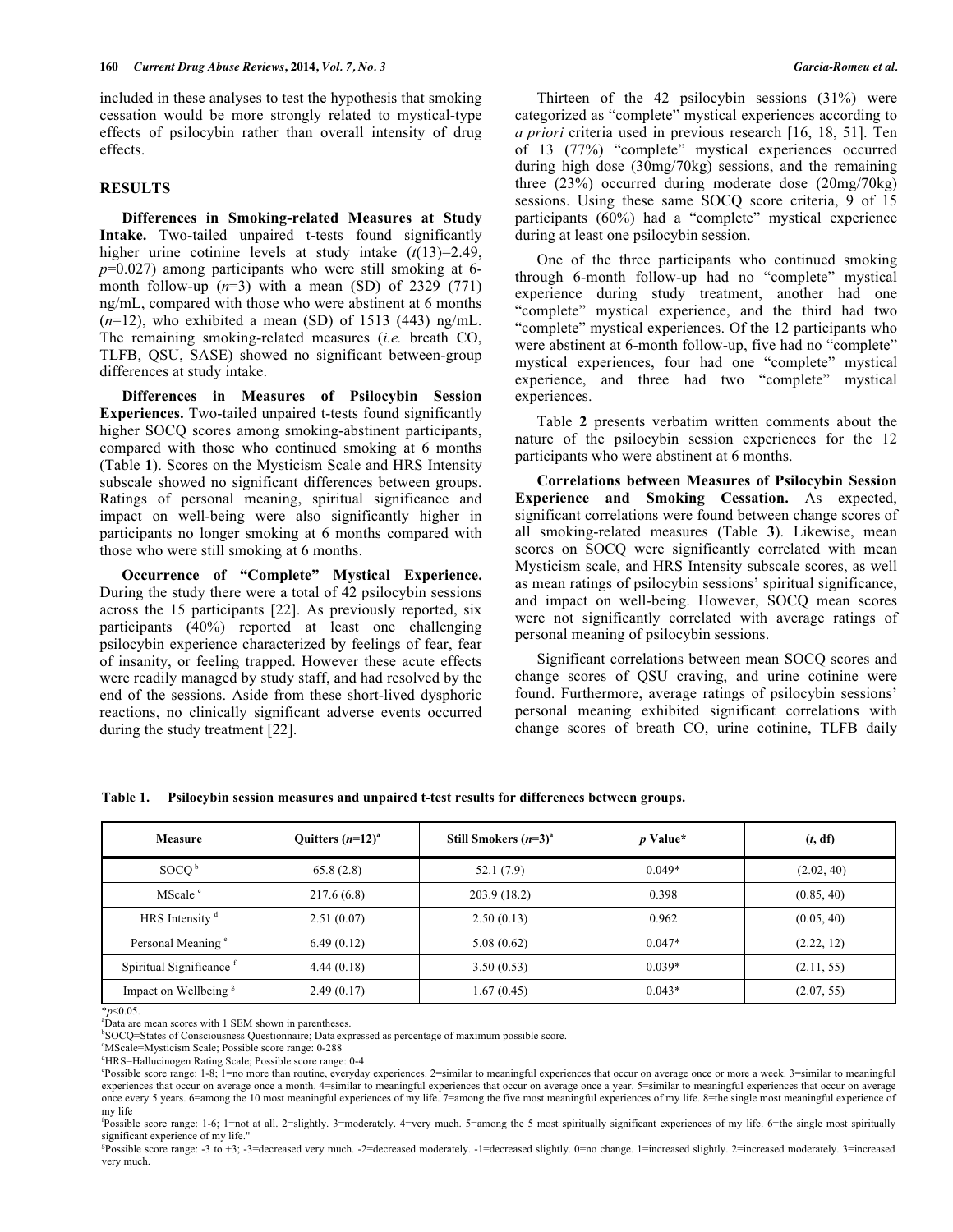included in these analyses to test the hypothesis that smoking cessation would be more strongly related to mystical-type effects of psilocybin rather than overall intensity of drug effects.

## RESULTS

**Differences in Smoking-related Measures at Study Intake.** Two-tailed unpaired t-tests found significantly higher urine cotinine levels at study intake ($t(13)=2.49$, $p=0.027$) among participants who were still smoking at 6-month follow-up ($n=3$) with a mean (SD) of 2329 (771) ng/mL, compared with those who were abstinent at 6 months ($n=12$), who exhibited a mean (SD) of 1513 (443) ng/mL. The remaining smoking-related measures (*i.e.* breath CO, TLFB, QSU, SASE) showed no significant between-group differences at study intake.

**Differences in Measures of Psilocybin Session Experiences.** Two-tailed unpaired t-tests found significantly higher SOCQ scores among smoking-abstinent participants, compared with those who continued smoking at 6 months (Table **1**). Scores on the Mysticism Scale and HRS Intensity subscale showed no significant differences between groups. Ratings of personal meaning, spiritual significance and impact on well-being were also significantly higher in participants no longer smoking at 6 months compared with those who were still smoking at 6 months.

**Occurrence of "Complete" Mystical Experience.** During the study there were a total of 42 psilocybin sessions across the 15 participants [22]. As previously reported, six participants (40%) reported at least one challenging psilocybin experience characterized by feelings of fear, fear of insanity, or feeling trapped. However these acute effects were readily managed by study staff, and had resolved by the end of the sessions. Aside from these short-lived dysphoric reactions, no clinically significant adverse events occurred during the study treatment [22].

Thirteen of the 42 psilocybin sessions (31%) were categorized as "complete" mystical experiences according to *a priori* criteria used in previous research [16, 18, 51]. Ten of 13 (77%) "complete" mystical experiences occurred during high dose (30mg/70kg) sessions, and the remaining three (23%) occurred during moderate dose (20mg/70kg) sessions. Using these same SOCQ score criteria, 9 of 15 participants (60%) had a "complete" mystical experience during at least one psilocybin session.

One of the three participants who continued smoking through 6-month follow-up had no "complete" mystical experience during study treatment, another had one "complete" mystical experience, and the third had two "complete" mystical experiences. Of the 12 participants who were abstinent at 6-month follow-up, five had no "complete" mystical experiences, four had one "complete" mystical experience, and three had two "complete" mystical experiences.

Table **2** presents verbatim written comments about the nature of the psilocybin session experiences for the 12 participants who were abstinent at 6 months.

**Correlations between Measures of Psilocybin Session Experience and Smoking Cessation.** As expected, significant correlations were found between change scores of all smoking-related measures (Table **3**). Likewise, mean scores on SOCQ were significantly correlated with mean Mysticism scale, and HRS Intensity subscale scores, as well as mean ratings of psilocybin sessions' spiritual significance, and impact on well-being. However, SOCQ mean scores were not significantly correlated with average ratings of personal meaning of psilocybin sessions.

Significant correlations between mean SOCQ scores and change scores of QSU craving, and urine cotinine were found. Furthermore, average ratings of psilocybin sessions' personal meaning exhibited significant correlations with change scores of breath CO, urine cotinine, TLFB daily

**Table 1. Psilocybin session measures and unpaired t-test results for differences between groups.**

| Measure | Quitters ($n$=12)[a] | Still Smokers ($n$=3)[a] | $p$ Value* | ($t$, df) |
|---|---|---|---|---|
| SOCQ [b] | 65.8 (2.8) | 52.1 (7.9) | 0.049* | (2.02, 40) |
| MScale [c] | 217.6 (6.8) | 203.9 (18.2) | 0.398 | (0.85, 40) |
| HRS Intensity [d] | 2.51 (0.07) | 2.50 (0.13) | 0.962 | (0.05, 40) |
| Personal Meaning [e] | 6.49 (0.12) | 5.08 (0.62) | 0.047* | (2.22, 12) |
| Spiritual Significance [f] | 4.44 (0.18) | 3.50 (0.53) | 0.039* | (2.11, 55) |
| Impact on Wellbeing [g] | 2.49 (0.17) | 1.67 (0.45) | 0.043* | (2.07, 55) |

*$p$<0.05.
[a]Data are mean scores with 1 SEM shown in parentheses.
[b]SOCQ=States of Consciousness Questionnaire; Data expressed as percentage of maximum possible score.
[c]MScale=Mysticism Scale; Possible score range: 0-288
[d]HRS=Hallucinogen Rating Scale; Possible score range: 0-4
[e]Possible score range: 1-8; 1=no more than routine, everyday experiences. 2=similar to meaningful experiences that occur on average once or more a week. 3=similar to meaningful experiences that occur on average once a month. 4=similar to meaningful experiences that occur on average once a year. 5=similar to meaningful experiences that occur on average once every 5 years. 6=among the 10 most meaningful experiences of my life. 7=among the five most meaningful experiences of my life. 8=the single most meaningful experience of my life
[f]Possible score range: 1-6; 1=not at all. 2=slightly. 3=moderately. 4=very much. 5=among the 5 most spiritually significant experiences of my life. 6=the single most spiritually significant experience of my life."
[g]Possible score range: -3 to +3; -3=decreased very much. -2=decreased moderately. -1=decreased slightly. 0=no change. 1=increased slightly. 2=increased moderately. 3=increased very much.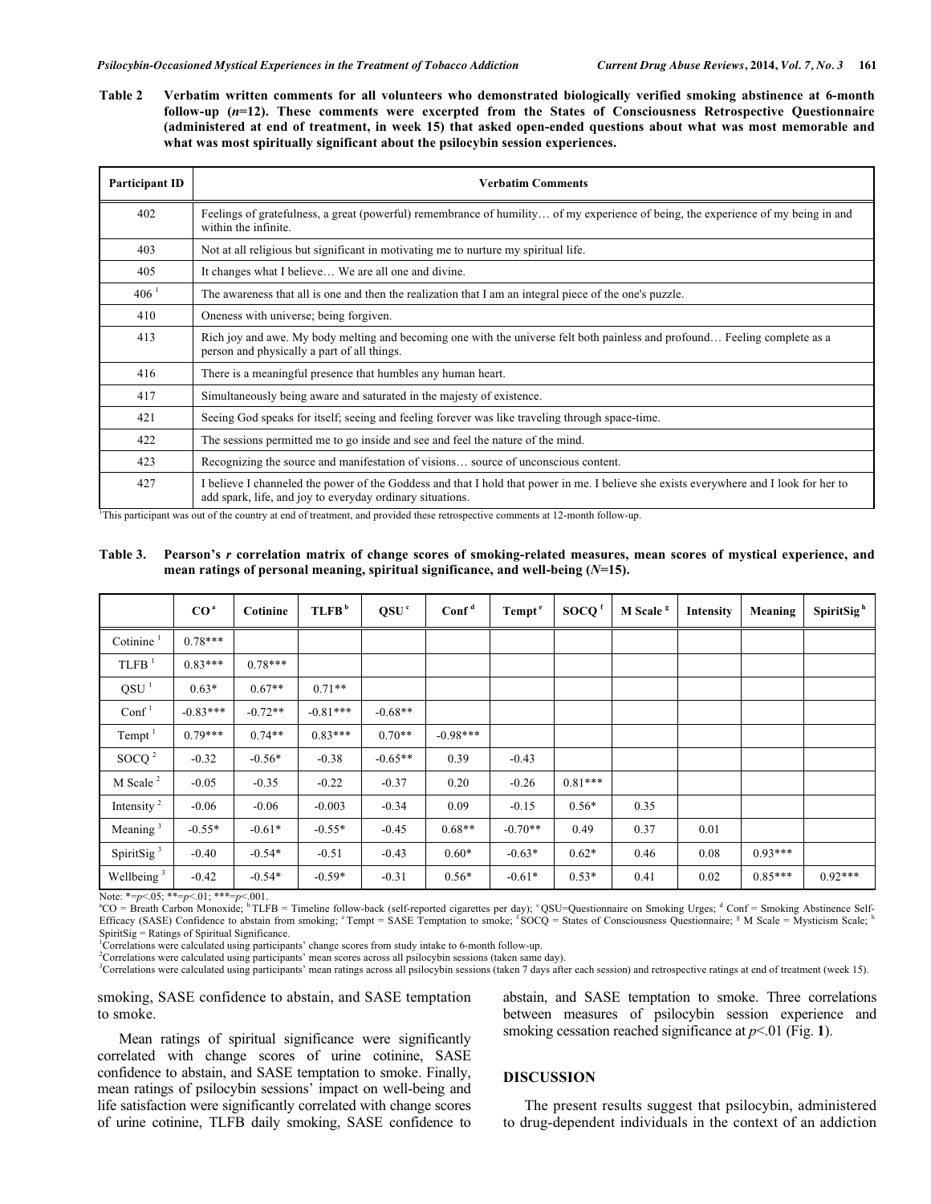**Table 2** Verbatim written comments for all volunteers who demonstrated biologically verified smoking abstinence at 6-month follow-up (*n*=12). These comments were excerpted from the States of Consciousness Retrospective Questionnaire (administered at end of treatment, in week 15) that asked open-ended questions about what was most memorable and what was most spiritually significant about the psilocybin session experiences.

| Participant ID | Verbatim Comments |
|---|---|
| 402 | Feelings of gratefulness, a great (powerful) remembrance of humility… of my experience of being, the experience of my being in and within the infinite. |
| 403 | Not at all religious but significant in motivating me to nurture my spiritual life. |
| 405 | It changes what I believe… We are all one and divine. |
| 406 [1] | The awareness that all is one and then the realization that I am an integral piece of the one's puzzle. |
| 410 | Oneness with universe; being forgiven. |
| 413 | Rich joy and awe. My body melting and becoming one with the universe felt both painless and profound… Feeling complete as a person and physically a part of all things. |
| 416 | There is a meaningful presence that humbles any human heart. |
| 417 | Simultaneously being aware and saturated in the majesty of existence. |
| 421 | Seeing God speaks for itself; seeing and feeling forever was like traveling through space-time. |
| 422 | The sessions permitted me to go inside and see and feel the nature of the mind. |
| 423 | Recognizing the source and manifestation of visions… source of unconscious content. |
| 427 | I believe I channeled the power of the Goddess and that I hold that power in me. I believe she exists everywhere and I look for her to add spark, life, and joy to everyday ordinary situations. |

[1]This participant was out of the country at end of treatment, and provided these retrospective comments at 12-month follow-up.

**Table 3.** Pearson's *r* correlation matrix of change scores of smoking-related measures, mean scores of mystical experience, and mean ratings of personal meaning, spiritual significance, and well-being (*N*=15).

| | CO [a] | Cotinine | TLFB [b] | QSU [c] | Conf [d] | Tempt [e] | SOCQ [f] | M Scale [g] | Intensity | Meaning | SpiritSig [h] |
|---|---|---|---|---|---|---|---|---|---|---|---|
| Cotinine [1] | 0.78*** | | | | | | | | | | |
| TLFB [1] | 0.83*** | 0.78*** | | | | | | | | | |
| QSU [1] | 0.63* | 0.67** | 0.71** | | | | | | | | |
| Conf [1] | -0.83*** | -0.72** | -0.81*** | -0.68** | | | | | | | |
| Tempt [1] | 0.79*** | 0.74** | 0.83*** | 0.70** | -0.98*** | | | | | | |
| SOCQ [2] | -0.32 | -0.56* | -0.38 | -0.65** | 0.39 | -0.43 | | | | | |
| M Scale [2] | -0.05 | -0.35 | -0.22 | -0.37 | 0.20 | -0.26 | 0.81*** | | | | |
| Intensity [2] | -0.06 | -0.06 | -0.003 | -0.34 | 0.09 | -0.15 | 0.56* | 0.35 | | | |
| Meaning [3] | -0.55* | -0.61* | -0.55* | -0.45 | 0.68** | -0.70** | 0.49 | 0.37 | 0.01 | | |
| SpiritSig [3] | -0.40 | -0.54* | -0.51 | -0.43 | 0.60* | -0.63* | 0.62* | 0.46 | 0.08 | 0.93*** | |
| Wellbeing [3] | -0.42 | -0.54* | -0.59* | -0.31 | 0.56* | -0.61* | 0.53* | 0.41 | 0.02 | 0.85*** | 0.92*** |

Note: *=$p$<.05; **=$p$<.01; ***=$p$<.001.
[a]CO = Breath Carbon Monoxide; [b]TLFB = Timeline follow-back (self-reported cigarettes per day); [c]QSU=Questionnaire on Smoking Urges; [d]Conf = Smoking Abstinence Self-Efficacy (SASE) Confidence to abstain from smoking; [e]Tempt = SASE Temptation to smoke; [f]SOCQ = States of Consciousness Questionnaire; [g]M Scale = Mysticism Scale; [h]SpiritSig = Ratings of Spiritual Significance.
[1]Correlations were calculated using participants' change scores from study intake to 6-month follow-up.
[2]Correlations were calculated using participants' mean scores across all psilocybin sessions (taken same day).
[3]Correlations were calculated using participants' mean ratings across all psilocybin sessions (taken 7 days after each session) and retrospective ratings at end of treatment (week 15).

smoking, SASE confidence to abstain, and SASE temptation to smoke.

Mean ratings of spiritual significance were significantly correlated with change scores of urine cotinine, SASE confidence to abstain, and SASE temptation to smoke. Finally, mean ratings of psilocybin sessions' impact on well-being and life satisfaction were significantly correlated with change scores of urine cotinine, TLFB daily smoking, SASE confidence to abstain, and SASE temptation to smoke. Three correlations between measures of psilocybin session experience and smoking cessation reached significance at $p$<.01 (Fig. **1**).

## DISCUSSION

The present results suggest that psilocybin, administered to drug-dependent individuals in the context of an addiction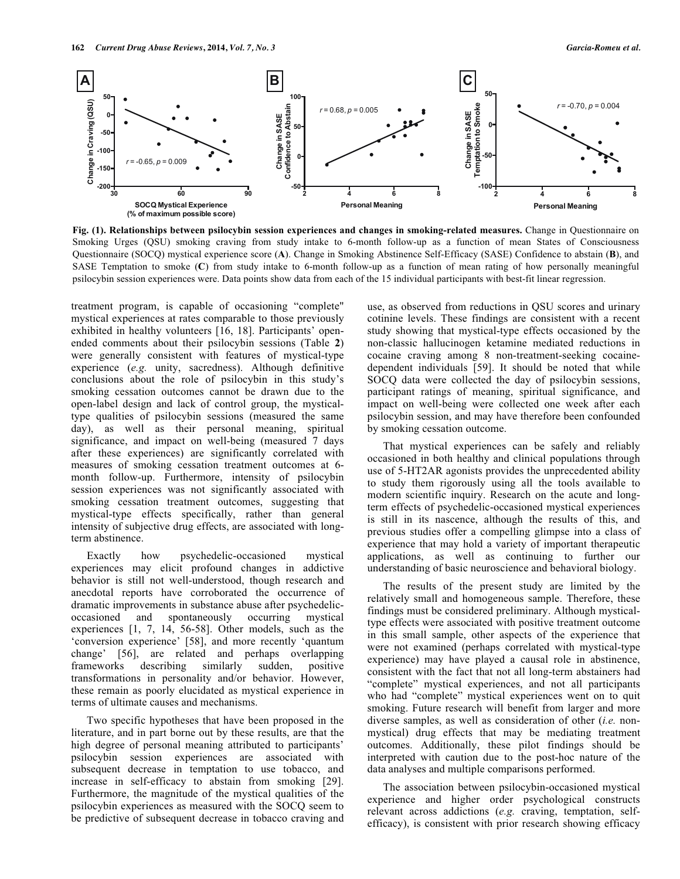**Fig. (1). Relationships between psilocybin session experiences and changes in smoking-related measures.** Change in Questionnaire on Smoking Urges (QSU) smoking craving from study intake to 6-month follow-up as a function of mean States of Consciousness Questionnaire (SOCQ) mystical experience score (**A**). Change in Smoking Abstinence Self-Efficacy (SASE) Confidence to abstain (**B**), and SASE Temptation to smoke (**C**) from study intake to 6-month follow-up as a function of mean rating of how personally meaningful psilocybin session experiences were. Data points show data from each of the 15 individual participants with best-fit linear regression.

treatment program, is capable of occasioning "complete" mystical experiences at rates comparable to those previously exhibited in healthy volunteers [16, 18]. Participants' open-ended comments about their psilocybin sessions (Table **2**) were generally consistent with features of mystical-type experience (*e.g.* unity, sacredness). Although definitive conclusions about the role of psilocybin in this study's smoking cessation outcomes cannot be drawn due to the open-label design and lack of control group, the mystical-type qualities of psilocybin sessions (measured the same day), as well as their personal meaning, spiritual significance, and impact on well-being (measured 7 days after these experiences) are significantly correlated with measures of smoking cessation treatment outcomes at 6-month follow-up. Furthermore, intensity of psilocybin session experiences was not significantly associated with smoking cessation treatment outcomes, suggesting that mystical-type effects specifically, rather than general intensity of subjective drug effects, are associated with long-term abstinence.

Exactly how psychedelic-occasioned mystical experiences may elicit profound changes in addictive behavior is still not well-understood, though research and anecdotal reports have corroborated the occurrence of dramatic improvements in substance abuse after psychedelic-occasioned and spontaneously occurring mystical experiences [1, 7, 14, 56-58]. Other models, such as the 'conversion experience' [58], and more recently 'quantum change' [56], are related and perhaps overlapping frameworks describing similarly sudden, positive transformations in personality and/or behavior. However, these remain as poorly elucidated as mystical experience in terms of ultimate causes and mechanisms.

Two specific hypotheses that have been proposed in the literature, and in part borne out by these results, are that the high degree of personal meaning attributed to participants' psilocybin session experiences are associated with subsequent decrease in temptation to use tobacco, and increase in self-efficacy to abstain from smoking [29]. Furthermore, the magnitude of the mystical qualities of the psilocybin experiences as measured with the SOCQ seem to be predictive of subsequent decrease in tobacco craving and use, as observed from reductions in QSU scores and urinary cotinine levels. These findings are consistent with a recent study showing that mystical-type effects occasioned by the non-classic hallucinogen ketamine mediated reductions in cocaine craving among 8 non-treatment-seeking cocaine-dependent individuals [59]. It should be noted that while SOCQ data were collected the day of psilocybin sessions, participant ratings of meaning, spiritual significance, and impact on well-being were collected one week after each psilocybin session, and may have therefore been confounded by smoking cessation outcome.

That mystical experiences can be safely and reliably occasioned in both healthy and clinical populations through use of 5-HT2AR agonists provides the unprecedented ability to study them rigorously using all the tools available to modern scientific inquiry. Research on the acute and long-term effects of psychedelic-occasioned mystical experiences is still in its nascence, although the results of this, and previous studies offer a compelling glimpse into a class of experience that may hold a variety of important therapeutic applications, as well as continuing to further our understanding of basic neuroscience and behavioral biology.

The results of the present study are limited by the relatively small and homogeneous sample. Therefore, these findings must be considered preliminary. Although mystical-type effects were associated with positive treatment outcome in this small sample, other aspects of the experience that were not examined (perhaps correlated with mystical-type experience) may have played a causal role in abstinence, consistent with the fact that not all long-term abstainers had "complete" mystical experiences, and not all participants who had "complete" mystical experiences went on to quit smoking. Future research will benefit from larger and more diverse samples, as well as consideration of other (*i.e.* non-mystical) drug effects that may be mediating treatment outcomes. Additionally, these pilot findings should be interpreted with caution due to the post-hoc nature of the data analyses and multiple comparisons performed.

The association between psilocybin-occasioned mystical experience and higher order psychological constructs relevant across addictions (*e.g.* craving, temptation, self-efficacy), is consistent with prior research showing efficacy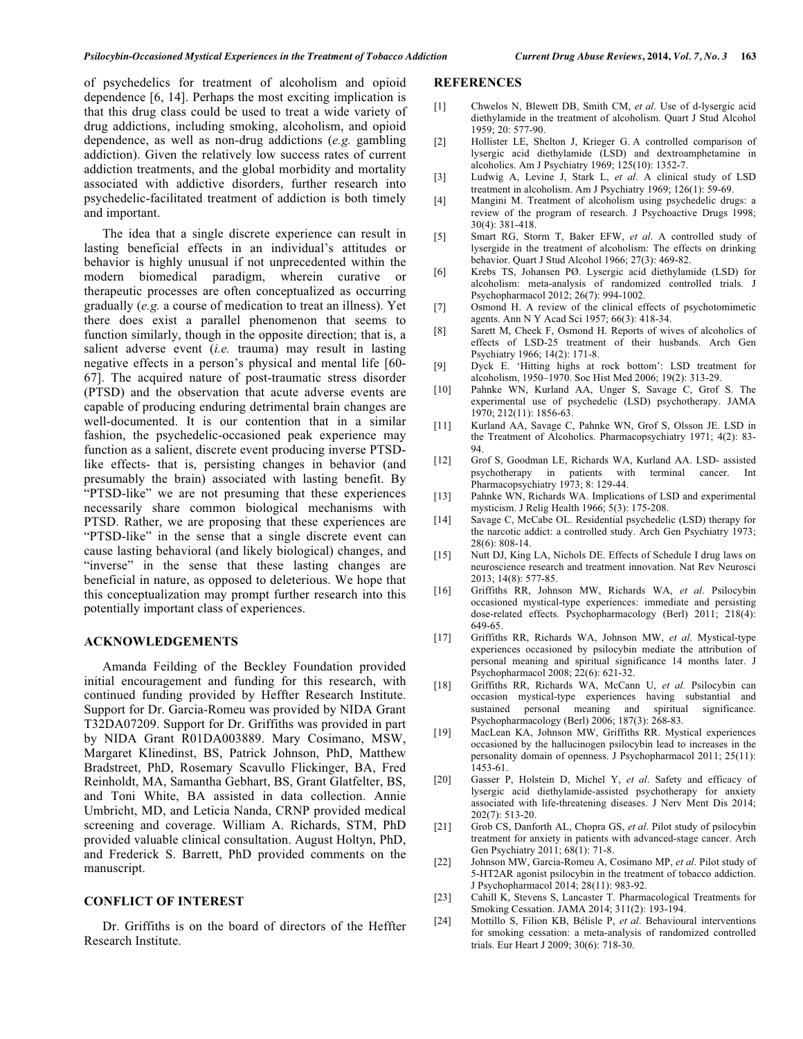of psychedelics for treatment of alcoholism and opioid dependence [6, 14]. Perhaps the most exciting implication is that this drug class could be used to treat a wide variety of drug addictions, including smoking, alcoholism, and opioid dependence, as well as non-drug addictions (*e.g.* gambling addiction). Given the relatively low success rates of current addiction treatments, and the global morbidity and mortality associated with addictive disorders, further research into psychedelic-facilitated treatment of addiction is both timely and important.

The idea that a single discrete experience can result in lasting beneficial effects in an individual's attitudes or behavior is highly unusual if not unprecedented within the modern biomedical paradigm, wherein curative or therapeutic processes are often conceptualized as occurring gradually (*e.g.* a course of medication to treat an illness). Yet there does exist a parallel phenomenon that seems to function similarly, though in the opposite direction; that is, a salient adverse event (*i.e.* trauma) may result in lasting negative effects in a person's physical and mental life [60-67]. The acquired nature of post-traumatic stress disorder (PTSD) and the observation that acute adverse events are capable of producing enduring detrimental brain changes are well-documented. It is our contention that in a similar fashion, the psychedelic-occasioned peak experience may function as a salient, discrete event producing inverse PTSD-like effects- that is, persisting changes in behavior (and presumably the brain) associated with lasting benefit. By "PTSD-like" we are not presuming that these experiences necessarily share common biological mechanisms with PTSD. Rather, we are proposing that these experiences are "PTSD-like" in the sense that a single discrete event can cause lasting behavioral (and likely biological) changes, and "inverse" in the sense that these lasting changes are beneficial in nature, as opposed to deleterious. We hope that this conceptualization may prompt further research into this potentially important class of experiences.

## ACKNOWLEDGEMENTS

Amanda Feilding of the Beckley Foundation provided initial encouragement and funding for this research, with continued funding provided by Heffter Research Institute. Support for Dr. Garcia-Romeu was provided by NIDA Grant T32DA07209. Support for Dr. Griffiths was provided in part by NIDA Grant R01DA003889. Mary Cosimano, MSW, Margaret Klinedinst, BS, Patrick Johnson, PhD, Matthew Bradstreet, PhD, Rosemary Scavullo Flickinger, BA, Fred Reinholdt, MA, Samantha Gebhart, BS, Grant Glatfelter, BS, and Toni White, BA assisted in data collection. Annie Umbricht, MD, and Leticia Nanda, CRNP provided medical screening and coverage. William A. Richards, STM, PhD provided valuable clinical consultation. August Holtyn, PhD, and Frederick S. Barrett, PhD provided comments on the manuscript.

## CONFLICT OF INTEREST

Dr. Griffiths is on the board of directors of the Heffter Research Institute.

## REFERENCES

[1] Chwelos N, Blewett DB, Smith CM, *et al*. Use of d-lysergic acid diethylamide in the treatment of alcoholism. Quart J Stud Alcohol 1959; 20: 577-90.

[2] Hollister LE, Shelton J, Krieger G. A controlled comparison of lysergic acid diethylamide (LSD) and dextroamphetamine in alcoholics. Am J Psychiatry 1969; 125(10): 1352-7.

[3] Ludwig A, Levine J, Stark L, *et al*. A clinical study of LSD treatment in alcoholism. Am J Psychiatry 1969; 126(1): 59-69.

[4] Mangini M. Treatment of alcoholism using psychedelic drugs: a review of the program of research. J Psychoactive Drugs 1998; 30(4): 381-418.

[5] Smart RG, Storm T, Baker EFW, *et al*. A controlled study of lysergide in the treatment of alcoholism: The effects on drinking behavior. Quart J Stud Alcohol 1966; 27(3): 469-82.

[6] Krebs TS, Johansen PØ. Lysergic acid diethylamide (LSD) for alcoholism: meta-analysis of randomized controlled trials. J Psychopharmacol 2012; 26(7): 994-1002.

[7] Osmond H. A review of the clinical effects of psychotomimetic agents. Ann N Y Acad Sci 1957; 66(3): 418-34.

[8] Sarett M, Cheek F, Osmond H. Reports of wives of alcoholics of effects of LSD-25 treatment of their husbands. Arch Gen Psychiatry 1966; 14(2): 171-8.

[9] Dyck E. 'Hitting highs at rock bottom': LSD treatment for alcoholism, 1950–1970. Soc Hist Med 2006; 19(2): 313-29.

[10] Pahnke WN, Kurland AA, Unger S, Savage C, Grof S. The experimental use of psychedelic (LSD) psychotherapy. JAMA 1970; 212(11): 1856-63.

[11] Kurland AA, Savage C, Pahnke WN, Grof S, Olsson JE. LSD in the Treatment of Alcoholics. Pharmacopsychiatry 1971; 4(2): 83-94.

[12] Grof S, Goodman LE, Richards WA, Kurland AA. LSD- assisted psychotherapy in patients with terminal cancer. Int Pharmacopsychiatry 1973; 8: 129-44.

[13] Pahnke WN, Richards WA. Implications of LSD and experimental mysticism. J Relig Health 1966; 5(3): 175-208.

[14] Savage C, McCabe OL. Residential psychedelic (LSD) therapy for the narcotic addict: a controlled study. Arch Gen Psychiatry 1973; 28(6): 808-14.

[15] Nutt DJ, King LA, Nichols DE. Effects of Schedule I drug laws on neuroscience research and treatment innovation. Nat Rev Neurosci 2013; 14(8): 577-85.

[16] Griffiths RR, Johnson MW, Richards WA, *et al*. Psilocybin occasioned mystical-type experiences: immediate and persisting dose-related effects. Psychopharmacology (Berl) 2011; 218(4): 649-65.

[17] Griffiths RR, Richards WA, Johnson MW, *et al*. Mystical-type experiences occasioned by psilocybin mediate the attribution of personal meaning and spiritual significance 14 months later. J Psychopharmacol 2008; 22(6): 621-32.

[18] Griffiths RR, Richards WA, McCann U, *et al.* Psilocybin can occasion mystical-type experiences having substantial and sustained personal meaning and spiritual significance. Psychopharmacology (Berl) 2006; 187(3): 268-83.

[19] MacLean KA, Johnson MW, Griffiths RR. Mystical experiences occasioned by the hallucinogen psilocybin lead to increases in the personality domain of openness. J Psychopharmacol 2011; 25(11): 1453-61.

[20] Gasser P, Holstein D, Michel Y, *et al*. Safety and efficacy of lysergic acid diethylamide-assisted psychotherapy for anxiety associated with life-threatening diseases. J Nerv Ment Dis 2014; 202(7): 513-20.

[21] Grob CS, Danforth AL, Chopra GS, *et al*. Pilot study of psilocybin treatment for anxiety in patients with advanced-stage cancer. Arch Gen Psychiatry 2011; 68(1): 71-8.

[22] Johnson MW, Garcia-Romeu A, Cosimano MP, *et al*. Pilot study of 5-HT2AR agonist psilocybin in the treatment of tobacco addiction. J Psychopharmacol 2014; 28(11): 983-92.

[23] Cahill K, Stevens S, Lancaster T. Pharmacological Treatments for Smoking Cessation. JAMA 2014; 311(2): 193-194.

[24] Mottillo S, Filion KB, Bélisle P, *et al*. Behavioural interventions for smoking cessation: a meta-analysis of randomized controlled trials. Eur Heart J 2009; 30(6): 718-30.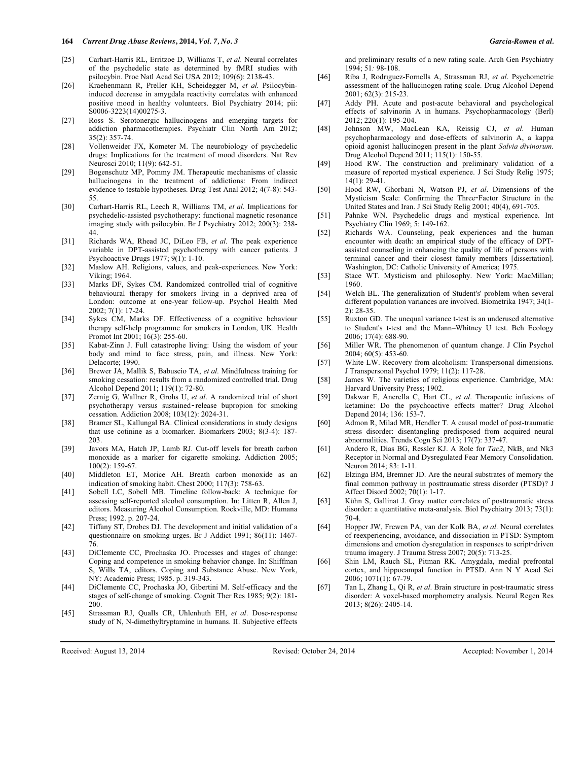[25] Carhart-Harris RL, Erritzoe D, Williams T, *et al*. Neural correlates of the psychedelic state as determined by fMRI studies with psilocybin. Proc Natl Acad Sci USA 2012; 109(6): 2138-43.

[26] Kraehenmann R, Preller KH, Scheidegger M, *et al.* Psilocybin-induced decrease in amygdala reactivity correlates with enhanced positive mood in healthy volunteers. Biol Psychiatry 2014; pii: S0006-3223(14)00275-3.

[27] Ross S. Serotonergic hallucinogens and emerging targets for addiction pharmacotherapies. Psychiatr Clin North Am 2012; 35(2): 357-74.

[28] Vollenweider FX, Kometer M. The neurobiology of psychedelic drugs: Implications for the treatment of mood disorders. Nat Rev Neurosci 2010; 11(9): 642-51.

[29] Bogenschutz MP, Pommy JM. Therapeutic mechanisms of classic hallucinogens in the treatment of addictions: From indirect evidence to testable hypotheses. Drug Test Anal 2012; 4(7-8): 543-55.

[30] Carhart-Harris RL, Leech R, Williams TM, *et al*. Implications for psychedelic-assisted psychotherapy: functional magnetic resonance imaging study with psilocybin. Br J Psychiatry 2012; 200(3): 238-44.

[31] Richards WA, Rhead JC, DiLeo FB, *et al.* The peak experience variable in DPT-assisted psychotherapy with cancer patients. J Psychoactive Drugs 1977; 9(1): 1-10.

[32] Maslow AH. Religions, values, and peak-experiences. New York: Viking; 1964.

[33] Marks DF, Sykes CM. Randomized controlled trial of cognitive behavioural therapy for smokers living in a deprived area of London: outcome at one-year follow-up. Psychol Health Med 2002; 7(1): 17-24.

[34] Sykes CM, Marks DF. Effectiveness of a cognitive behaviour therapy self-help programme for smokers in London, UK. Health Promot Int 2001; 16(3): 255-60.

[35] Kabat-Zinn J. Full catastrophe living: Using the wisdom of your body and mind to face stress, pain, and illness. New York: Delacorte; 1990.

[36] Brewer JA, Mallik S, Babuscio TA, *et al*. Mindfulness training for smoking cessation: results from a randomized controlled trial. Drug Alcohol Depend 2011; 119(1): 72-80.

[37] Zernig G, Wallner R, Grohs U, *et al*. A randomized trial of short psychotherapy versus sustained‑release bupropion for smoking cessation. Addiction 2008; 103(12): 2024-31.

[38] Bramer SL, Kallungal BA. Clinical considerations in study designs that use cotinine as a biomarker. Biomarkers 2003; 8(3-4): 187-203.

[39] Javors MA, Hatch JP, Lamb RJ. Cut-off levels for breath carbon monoxide as a marker for cigarette smoking. Addiction 2005; 100(2): 159-67.

[40] Middleton ET, Morice AH. Breath carbon monoxide as an indication of smoking habit. Chest 2000; 117(3): 758-63.

[41] Sobell LC, Sobell MB. Timeline follow-back: A technique for assessing self-reported alcohol consumption. In: Litten R, Allen J, editors. Measuring Alcohol Consumption. Rockville, MD: Humana Press; 1992. p. 207-24.

[42] Tiffany ST, Drobes DJ. The development and initial validation of a questionnaire on smoking urges. Br J Addict 1991; 86(11): 1467-76.

[43] DiClemente CC, Prochaska JO. Processes and stages of change: Coping and competence in smoking behavior change. In: Shiffman S, Wills TA, editors. Coping and Substance Abuse. New York, NY: Academic Press; 1985. p. 319-343.

[44] DiClemente CC, Prochaska JO, Gibertini M. Self-efficacy and the stages of self-change of smoking. Cognit Ther Res 1985; 9(2): 181-200.

[45] Strassman RJ, Qualls CR, Uhlenhuth EH, *et al*. Dose-response study of N, N-dimethyltryptamine in humans. II. Subjective effects and preliminary results of a new rating scale. Arch Gen Psychiatry 1994; 51*:* 98-108.

[46] Riba J, Rodrıguez-Fornells A, Strassman RJ, *et al*. Psychometric assessment of the hallucinogen rating scale. Drug Alcohol Depend 2001; 62(3): 215-23.

[47] Addy PH. Acute and post-acute behavioral and psychological effects of salvinorin A in humans. Psychopharmacology (Berl) 2012; 220(1): 195-204.

[48] Johnson MW, MacLean KA, Reissig CJ, *et al*. Human psychopharmacology and dose-effects of salvinorin A, a kappa opioid agonist hallucinogen present in the plant *Salvia divinorum*. Drug Alcohol Depend 2011; 115(1): 150-55.

[49] Hood RW. The construction and preliminary validation of a measure of reported mystical experience. J Sci Study Relig 1975; 14(1): 29-41.

[50] Hood RW, Ghorbani N, Watson PJ, *et al*. Dimensions of the Mysticism Scale: Confirming the Three‑Factor Structure in the United States and Iran. J Sci Study Relig 2001; 40(4), 691-705.

[51] Pahnke WN. Psychedelic drugs and mystical experience. Int Psychiatry Clin 1969; 5: 149-162.

[52] Richards WA. Counseling, peak experiences and the human encounter with death: an empirical study of the efficacy of DPT-assisted counseling in enhancing the quality of life of persons with terminal cancer and their closest family members [dissertation]. Washington, DC: Catholic University of America; 1975.

[53] Stace WT. Mysticism and philosophy. New York: MacMillan; 1960.

[54] Welch BL. The generalization of Student's' problem when several different population variances are involved. Biometrika 1947; 34(1-2): 28-35.

[55] Ruxton GD. The unequal variance t-test is an underused alternative to Student's t-test and the Mann–Whitney U test. Beh Ecology 2006; 17(4): 688-90.

[56] Miller WR. The phenomenon of quantum change. J Clin Psychol 2004; 60(5): 453-60.

[57] White LW. Recovery from alcoholism: Transpersonal dimensions. J Transpersonal Psychol 1979; 11(2): 117-28.

[58] James W. The varieties of religious experience. Cambridge, MA: Harvard University Press; 1902.

[59] Dakwar E, Anerella C, Hart CL, *et al*. Therapeutic infusions of ketamine: Do the psychoactive effects matter? Drug Alcohol Depend 2014; 136: 153-7.

[60] Admon R, Milad MR, Hendler T. A causal model of post-traumatic stress disorder: disentangling predisposed from acquired neural abnormalities. Trends Cogn Sci 2013; 17(7): 337-47.

[61] Andero R, Dias BG, Ressler KJ. A Role for *Tac2*, NkB, and Nk3 Receptor in Normal and Dysregulated Fear Memory Consolidation. Neuron 2014; 83: 1-11.

[62] Elzinga BM, Bremner JD. Are the neural substrates of memory the final common pathway in posttraumatic stress disorder (PTSD)? J Affect Disord 2002; 70(1): 1-17.

[63] Kühn S, Gallinat J. Gray matter correlates of posttraumatic stress disorder: a quantitative meta-analysis. Biol Psychiatry 2013; 73(1): 70-4.

[64] Hopper JW, Frewen PA, van der Kolk BA, *et al*. Neural correlates of reexperiencing, avoidance, and dissociation in PTSD: Symptom dimensions and emotion dysregulation in responses to script‑driven trauma imagery. J Trauma Stress 2007; 20(5): 713-25.

[66] Shin LM, Rauch SL, Pitman RK. Amygdala, medial prefrontal cortex, and hippocampal function in PTSD. Ann N Y Acad Sci 2006; 1071(1): 67-79.

[67] Tan L, Zhang L, Qi R, *et al*. Brain structure in post-traumatic stress disorder: A voxel-based morphometry analysis. Neural Regen Res 2013; 8(26): 2405-14.

Received: August 13, 2014 Revised: October 24, 2014 Accepted: November 1, 2014